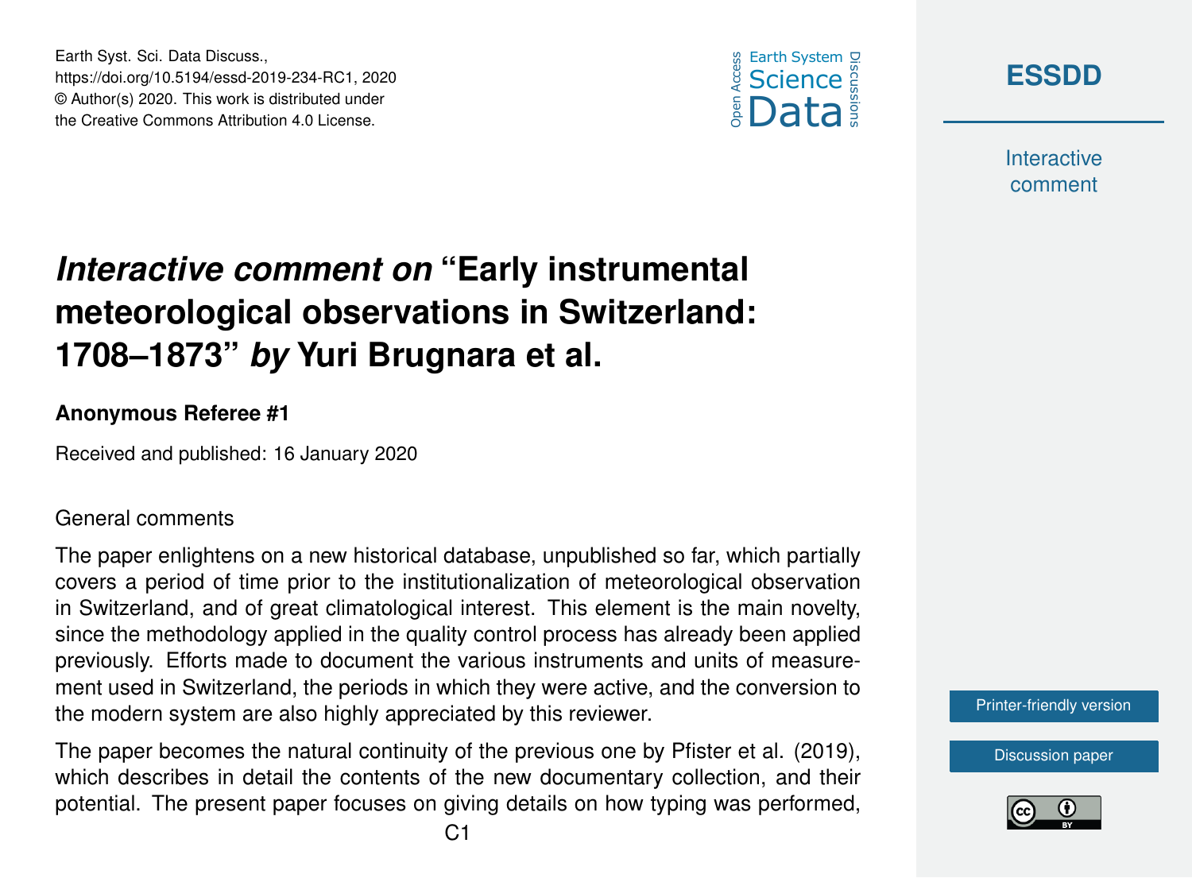# *Interactive comment on* "Early instrumental meteorological observations in Switzerland: 1708–1873" *by* Yuri Brugnara et al.

**Anonymous Referee #1**

Received and published: 16 January 2020

General comments

The paper enlightens on a new historical database, unpublished so far, which partially covers a period of time prior to the institutionalization of meteorological observation in Switzerland, and of great climatological interest. This element is the main novelty, since the methodology applied in the quality control process has already been applied previously. Efforts made to document the various instruments and units of measurement used in Switzerland, the periods in which they were active, and the conversion to the modern system are also highly appreciated by this reviewer.

The paper becomes the natural continuity of the previous one by Pfister et al. (2019), which describes in detail the contents of the new documentary collection, and their potential. The present paper focuses on giving details on how typing was performed,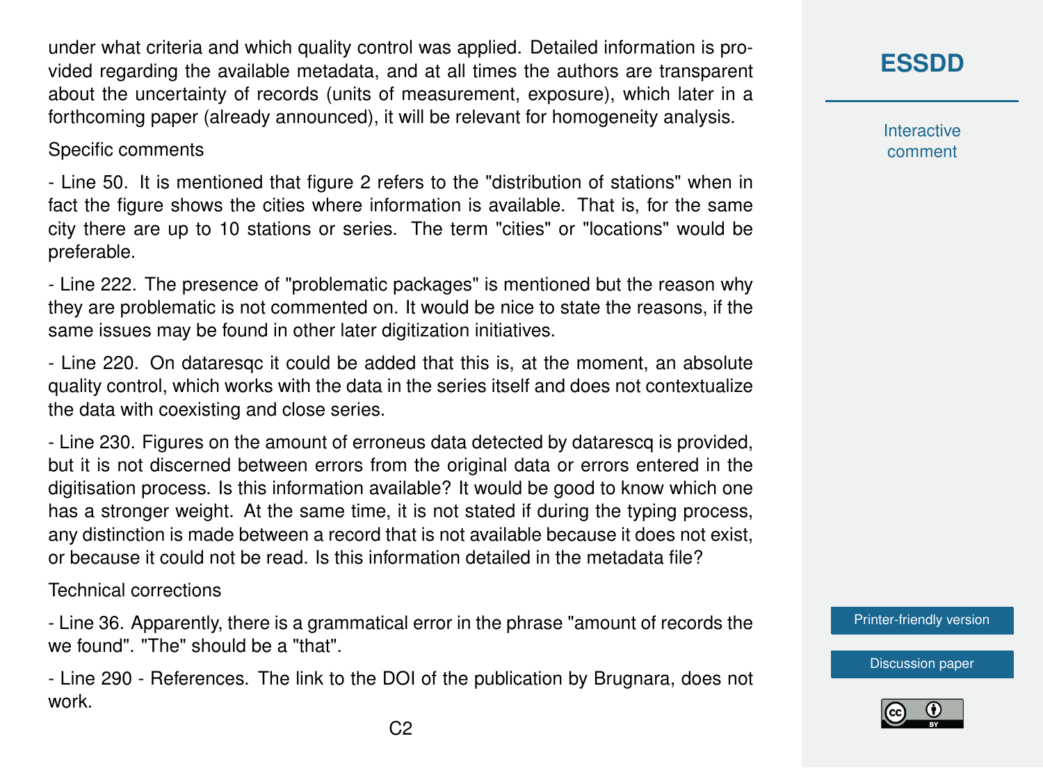under what criteria and which quality control was applied. Detailed information is provided regarding the available metadata, and at all times the authors are transparent about the uncertainty of records (units of measurement, exposure), which later in a forthcoming paper (already announced), it will be relevant for homogeneity analysis.

Specific comments

- Line 50. It is mentioned that figure 2 refers to the "distribution of stations" when in fact the figure shows the cities where information is available. That is, for the same city there are up to 10 stations or series. The term "cities" or "locations" would be preferable.

- Line 222. The presence of "problematic packages" is mentioned but the reason why they are problematic is not commented on. It would be nice to state the reasons, if the same issues may be found in other later digitization initiatives.

- Line 220. On dataresqc it could be added that this is, at the moment, an absolute quality control, which works with the data in the series itself and does not contextualize the data with coexisting and close series.

- Line 230. Figures on the amount of erroneus data detected by dataresqc is provided, but it is not discerned between errors from the original data or errors entered in the digitisation process. Is this information available? It would be good to know which one has a stronger weight. At the same time, it is not stated if during the typing process, any distinction is made between a record that is not available because it does not exist, or because it could not be read. Is this information detailed in the metadata file?

Technical corrections

- Line 36. Apparently, there is a grammatical error in the phrase "amount of records the we found". "The" should be a "that".

- Line 290 - References. The link to the DOI of the publication by Brugnara, does not work.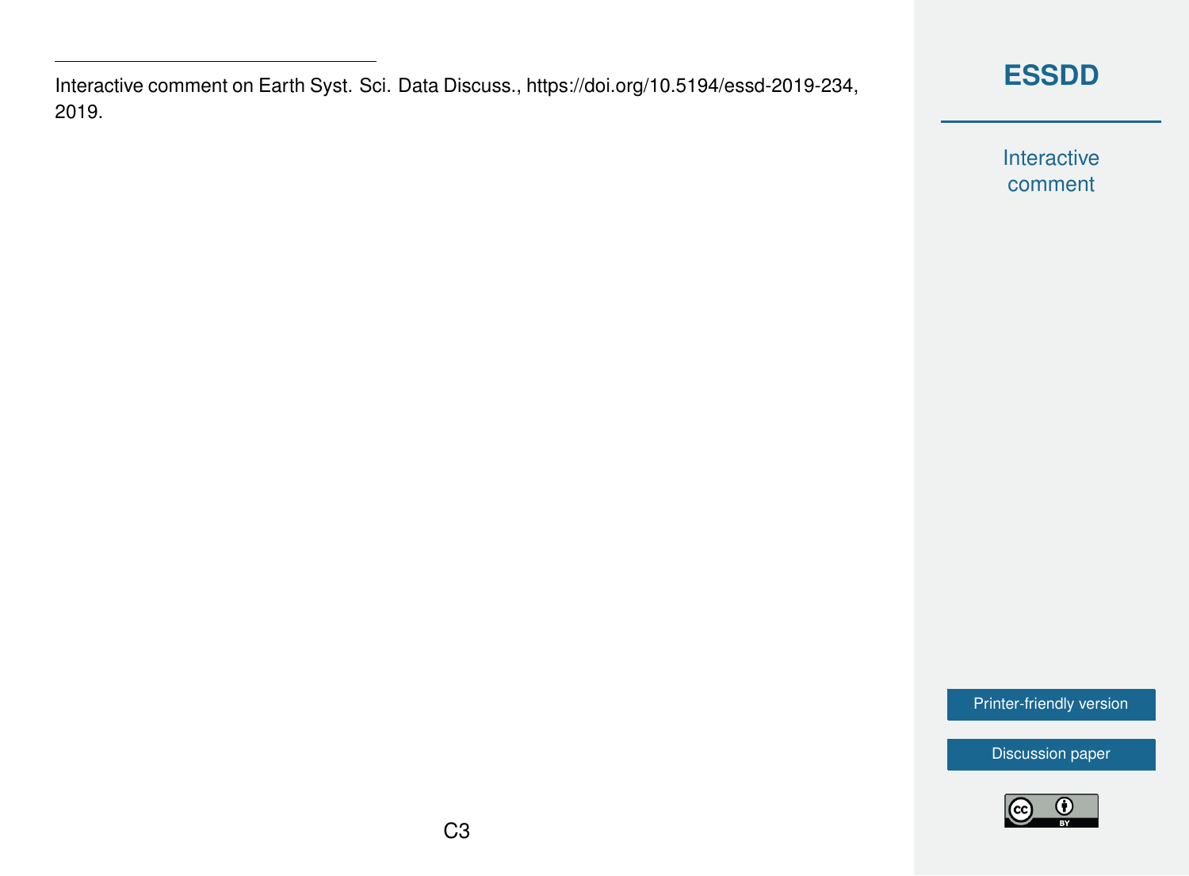---

Interactive comment on Earth Syst. Sci. Data Discuss., https://doi.org/10.5194/essd-2019-234, 2019.